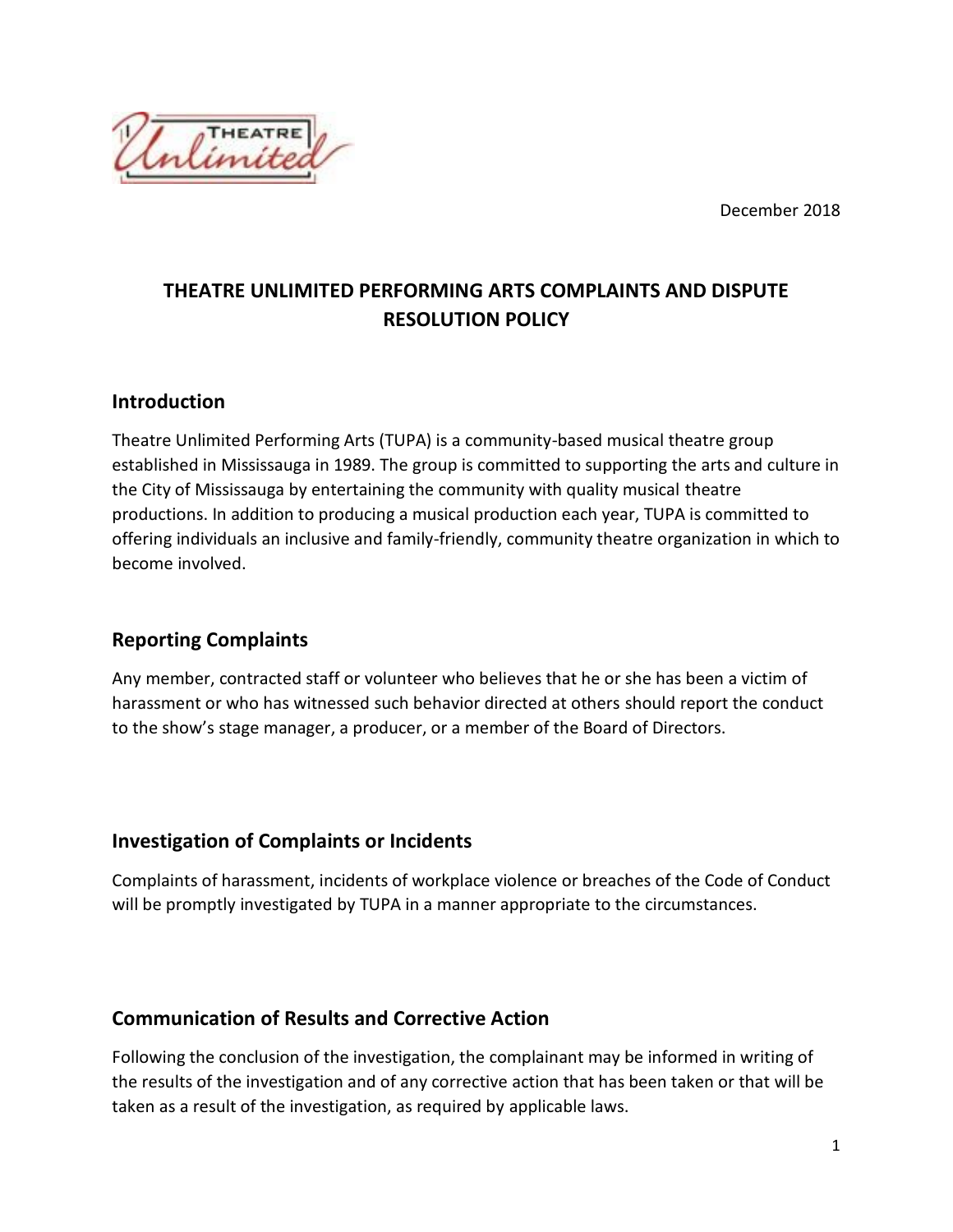December 2018

# THEATRE UNLIMITED PERFORMING ARTS COMPLAINTS AND DISPUTE RESOLUTION POLICY

## Introduction

Theatre Unlimited Performing Arts (TUPA) is a community-based musical theatre group established in Mississauga in 1989. The group is committed to supporting the arts and culture in the City of Mississauga by entertaining the community with quality musical theatre productions. In addition to producing a musical production each year, TUPA is committed to offering individuals an inclusive and family-friendly, community theatre organization in which to become involved.

## Reporting Complaints

Any member, contracted staff or volunteer who believes that he or she has been a victim of harassment or who has witnessed such behavior directed at others should report the conduct to the show's stage manager, a producer, or a member of the Board of Directors.

## Investigation of Complaints or Incidents

Complaints of harassment, incidents of workplace violence or breaches of the Code of Conduct will be promptly investigated by TUPA in a manner appropriate to the circumstances.

## Communication of Results and Corrective Action

Following the conclusion of the investigation, the complainant may be informed in writing of the results of the investigation and of any corrective action that has been taken or that will be taken as a result of the investigation, as required by applicable laws.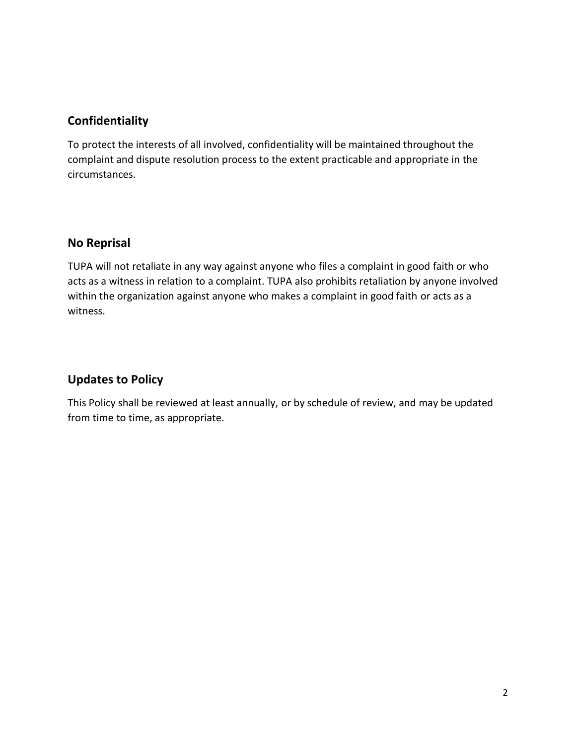## Confidentiality

To protect the interests of all involved, confidentiality will be maintained throughout the complaint and dispute resolution process to the extent practicable and appropriate in the circumstances.

## No Reprisal

TUPA will not retaliate in any way against anyone who files a complaint in good faith or who acts as a witness in relation to a complaint. TUPA also prohibits retaliation by anyone involved within the organization against anyone who makes a complaint in good faith or acts as a witness.

## Updates to Policy

This Policy shall be reviewed at least annually, or by schedule of review, and may be updated from time to time, as appropriate.